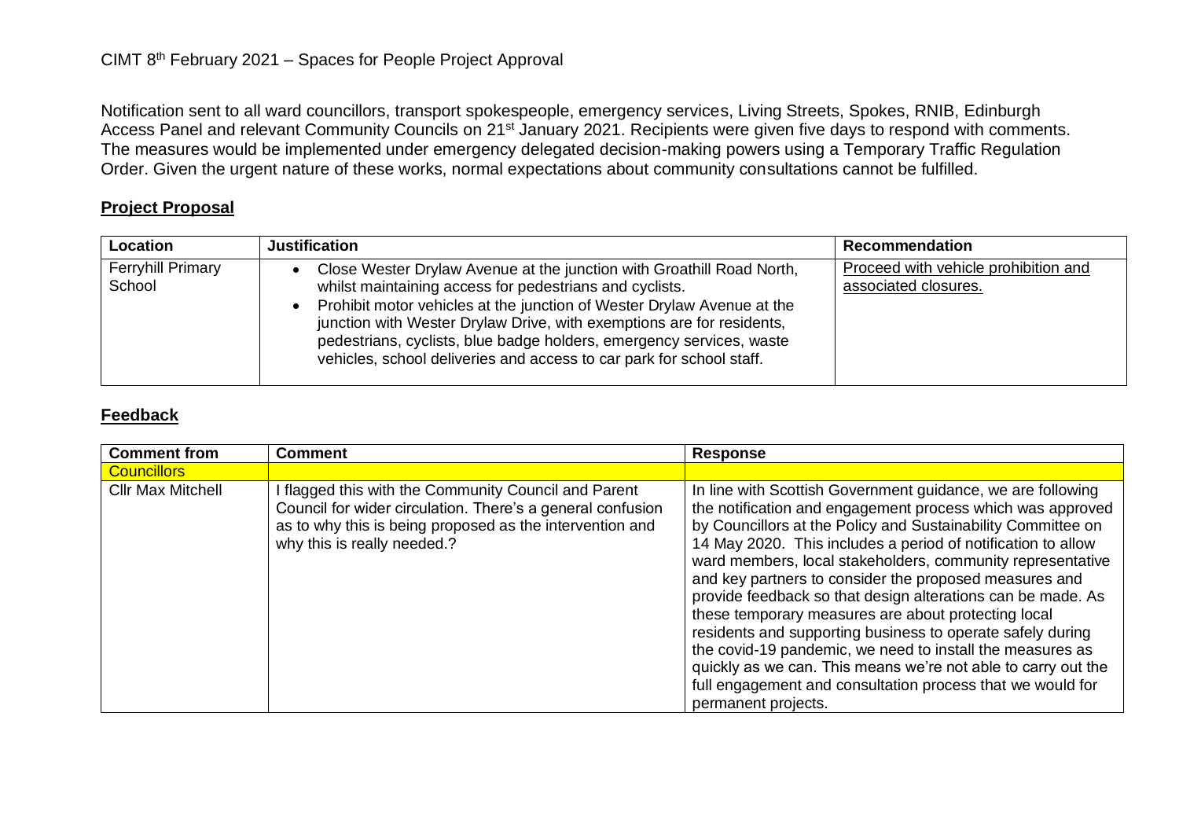CIMT 8th February 2021 – Spaces for People Project Approval

Notification sent to all ward councillors, transport spokespeople, emergency services, Living Streets, Spokes, RNIB, Edinburgh Access Panel and relevant Community Councils on 21st January 2021. Recipients were given five days to respond with comments. The measures would be implemented under emergency delegated decision-making powers using a Temporary Traffic Regulation Order. Given the urgent nature of these works, normal expectations about community consultations cannot be fulfilled.

## Project Proposal

| Location | Justification | Recommendation |
|---|---|---|
| Ferryhill Primary School | • Close Wester Drylaw Avenue at the junction with Groathill Road North, whilst maintaining access for pedestrians and cyclists.<br>• Prohibit motor vehicles at the junction of Wester Drylaw Avenue at the junction with Wester Drylaw Drive, with exemptions are for residents, pedestrians, cyclists, blue badge holders, emergency services, waste vehicles, school deliveries and access to car park for school staff. | Proceed with vehicle prohibition and associated closures. |

## Feedback

| Comment from | Comment | Response |
|---|---|---|
| **Councillors** | | |
| Cllr Max Mitchell | I flagged this with the Community Council and Parent Council for wider circulation. There's a general confusion as to why this is being proposed as the intervention and why this is really needed.? | In line with Scottish Government guidance, we are following the notification and engagement process which was approved by Councillors at the Policy and Sustainability Committee on 14 May 2020. This includes a period of notification to allow ward members, local stakeholders, community representative and key partners to consider the proposed measures and provide feedback so that design alterations can be made. As these temporary measures are about protecting local residents and supporting business to operate safely during the covid-19 pandemic, we need to install the measures as quickly as we can. This means we're not able to carry out the full engagement and consultation process that we would for permanent projects. |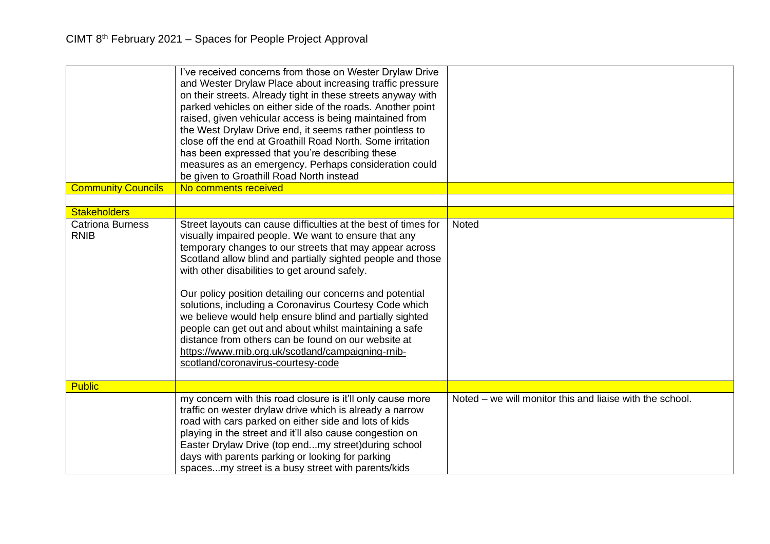# CIMT 8th February 2021 – Spaces for People Project Approval

| | | |
|---|---|---|
| | I've received concerns from those on Wester Drylaw Drive and Wester Drylaw Place about increasing traffic pressure on their streets. Already tight in these streets anyway with parked vehicles on either side of the roads. Another point raised, given vehicular access is being maintained from the West Drylaw Drive end, it seems rather pointless to close off the end at Groathill Road North. Some irritation has been expressed that you're describing these measures as an emergency. Perhaps consideration could be given to Groathill Road North instead | |
| **Community Councils** | No comments received | |
| | | |
| **Stakeholders** | | |
| Catriona Burness RNIB | Street layouts can cause difficulties at the best of times for visually impaired people. We want to ensure that any temporary changes to our streets that may appear across Scotland allow blind and partially sighted people and those with other disabilities to get around safely.<br><br>Our policy position detailing our concerns and potential solutions, including a Coronavirus Courtesy Code which we believe would help ensure blind and partially sighted people can get out and about whilst maintaining a safe distance from others can be found on our website at https://www.rnib.org.uk/scotland/campaigning-rnib-scotland/coronavirus-courtesy-code | Noted |
| **Public** | | |
| | my concern with this road closure is it'll only cause more traffic on wester drylaw drive which is already a narrow road with cars parked on either side and lots of kids playing in the street and it'll also cause congestion on Easter Drylaw Drive (top end...my street)during school days with parents parking or looking for parking spaces...my street is a busy street with parents/kids | Noted – we will monitor this and liaise with the school. |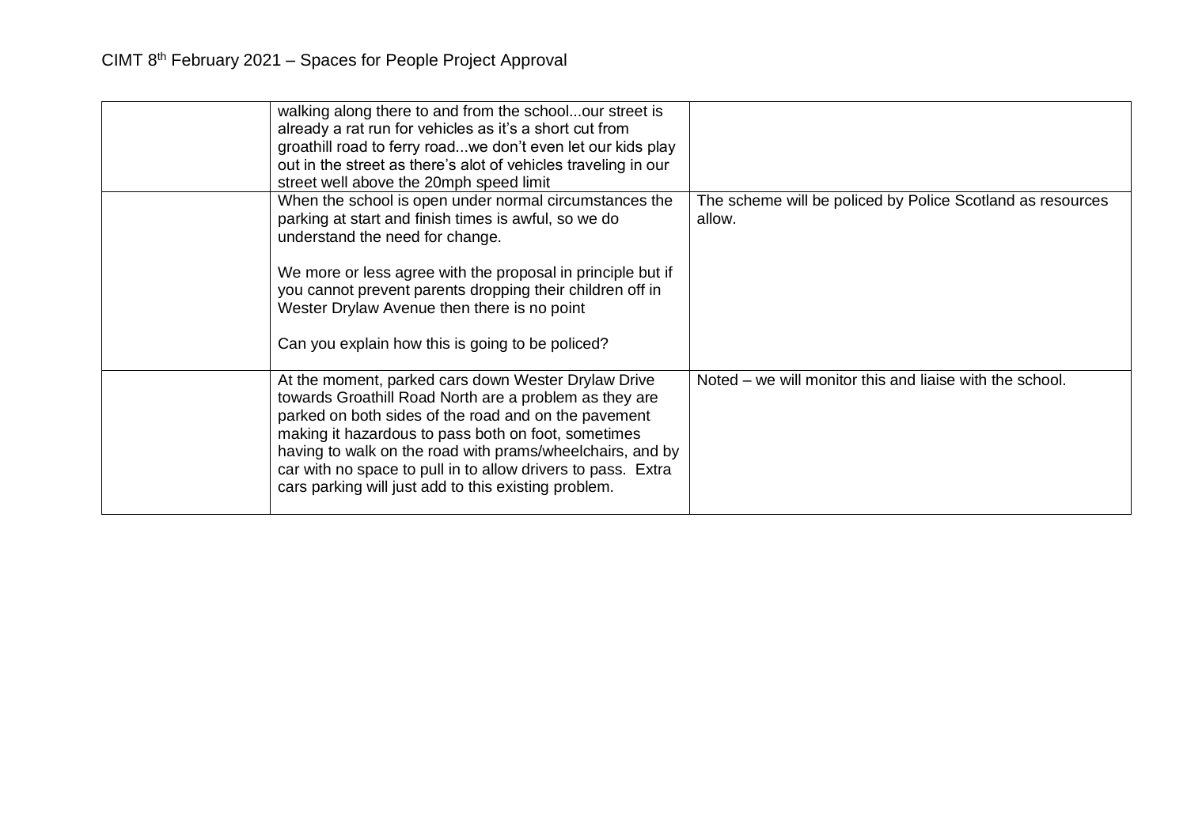| | | |
|---|---|---|
| | walking along there to and from the school...our street is already a rat run for vehicles as it's a short cut from groathill road to ferry road...we don't even let our kids play out in the street as there's alot of vehicles traveling in our street well above the 20mph speed limit | |
| | When the school is open under normal circumstances the parking at start and finish times is awful, so we do understand the need for change.<br><br>We more or less agree with the proposal in principle but if you cannot prevent parents dropping their children off in Wester Drylaw Avenue then there is no point<br><br>Can you explain how this is going to be policed? | The scheme will be policed by Police Scotland as resources allow. |
| | At the moment, parked cars down Wester Drylaw Drive towards Groathill Road North are a problem as they are parked on both sides of the road and on the pavement making it hazardous to pass both on foot, sometimes having to walk on the road with prams/wheelchairs, and by car with no space to pull in to allow drivers to pass. Extra cars parking will just add to this existing problem. | Noted – we will monitor this and liaise with the school. |